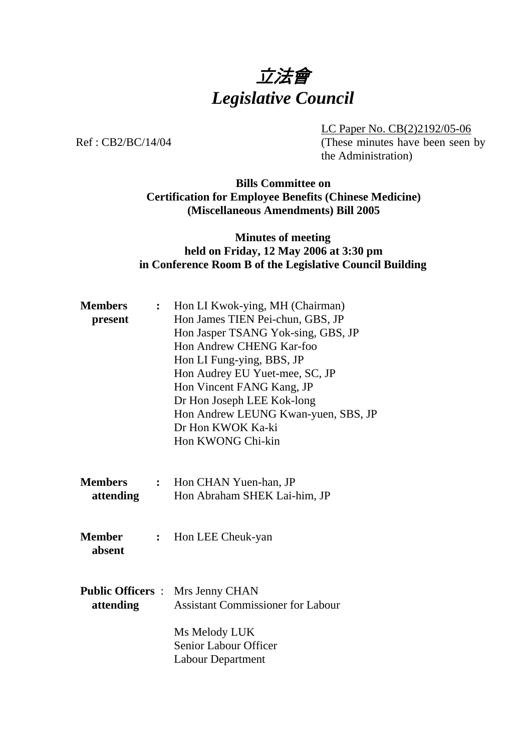# 立法會
# *Legislative Council*

Ref : CB2/BC/14/04

LC Paper No. CB(2)2192/05-06
(These minutes have been seen by the Administration)

**Bills Committee on**
**Certification for Employee Benefits (Chinese Medicine) (Miscellaneous Amendments) Bill 2005**

**Minutes of meeting**
**held on Friday, 12 May 2006 at 3:30 pm**
**in Conference Room B of the Legislative Council Building**

**Members present** :
Hon LI Kwok-ying, MH (Chairman)
Hon James TIEN Pei-chun, GBS, JP
Hon Jasper TSANG Yok-sing, GBS, JP
Hon Andrew CHENG Kar-foo
Hon LI Fung-ying, BBS, JP
Hon Audrey EU Yuet-mee, SC, JP
Hon Vincent FANG Kang, JP
Dr Hon Joseph LEE Kok-long
Hon Andrew LEUNG Kwan-yuen, SBS, JP
Dr Hon KWOK Ka-ki
Hon KWONG Chi-kin

**Members attending** :
Hon CHAN Yuen-han, JP
Hon Abraham SHEK Lai-him, JP

**Member absent** :
Hon LEE Cheuk-yan

**Public Officers attending** :
Mrs Jenny CHAN
Assistant Commissioner for Labour

Ms Melody LUK
Senior Labour Officer
Labour Department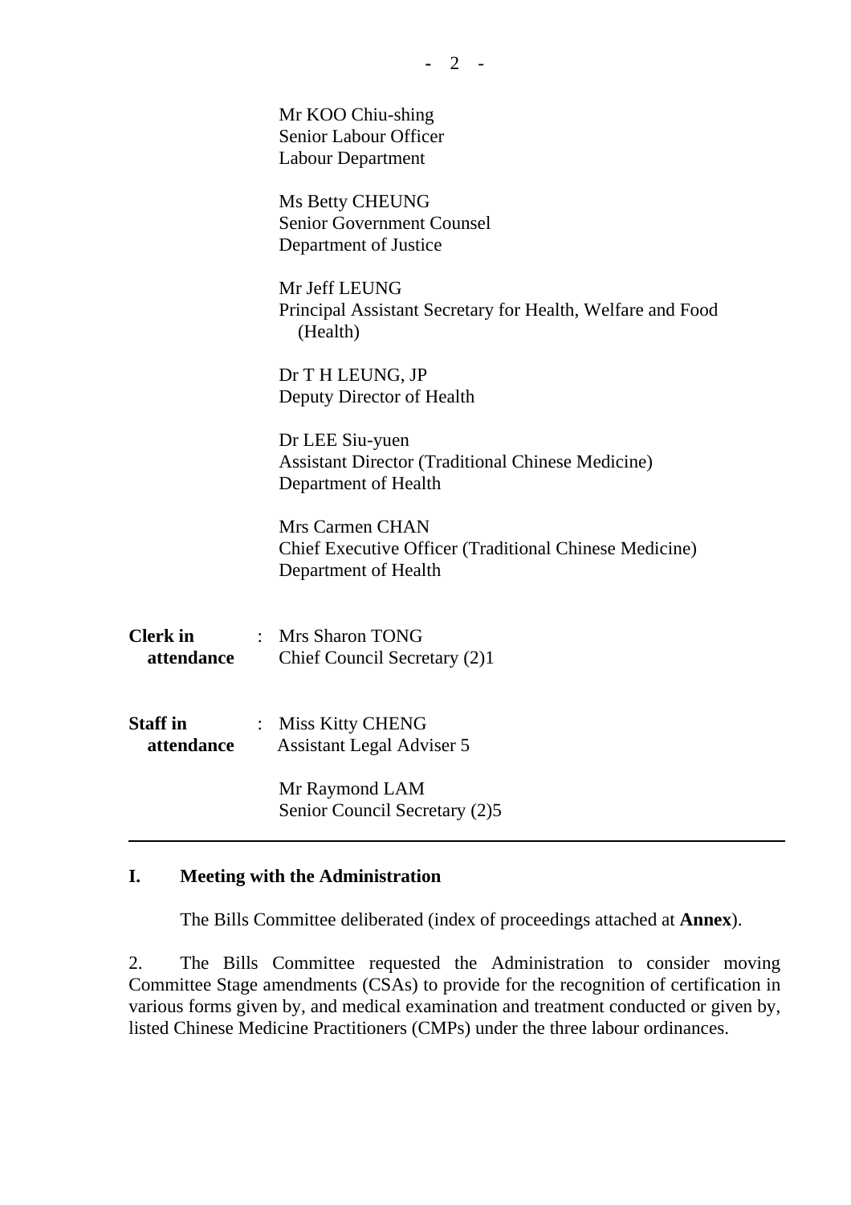Mr KOO Chiu-shing
Senior Labour Officer
Labour Department

Ms Betty CHEUNG
Senior Government Counsel
Department of Justice

Mr Jeff LEUNG
Principal Assistant Secretary for Health, Welfare and Food (Health)

Dr T H LEUNG, JP
Deputy Director of Health

Dr LEE Siu-yuen
Assistant Director (Traditional Chinese Medicine)
Department of Health

Mrs Carmen CHAN
Chief Executive Officer (Traditional Chinese Medicine)
Department of Health

**Clerk in attendance** : Mrs Sharon TONG
Chief Council Secretary (2)1

**Staff in attendance** : Miss Kitty CHENG
Assistant Legal Adviser 5

Mr Raymond LAM
Senior Council Secretary (2)5

---

## I. Meeting with the Administration

The Bills Committee deliberated (index of proceedings attached at **Annex**).

2. The Bills Committee requested the Administration to consider moving Committee Stage amendments (CSAs) to provide for the recognition of certification in various forms given by, and medical examination and treatment conducted or given by, listed Chinese Medicine Practitioners (CMPs) under the three labour ordinances.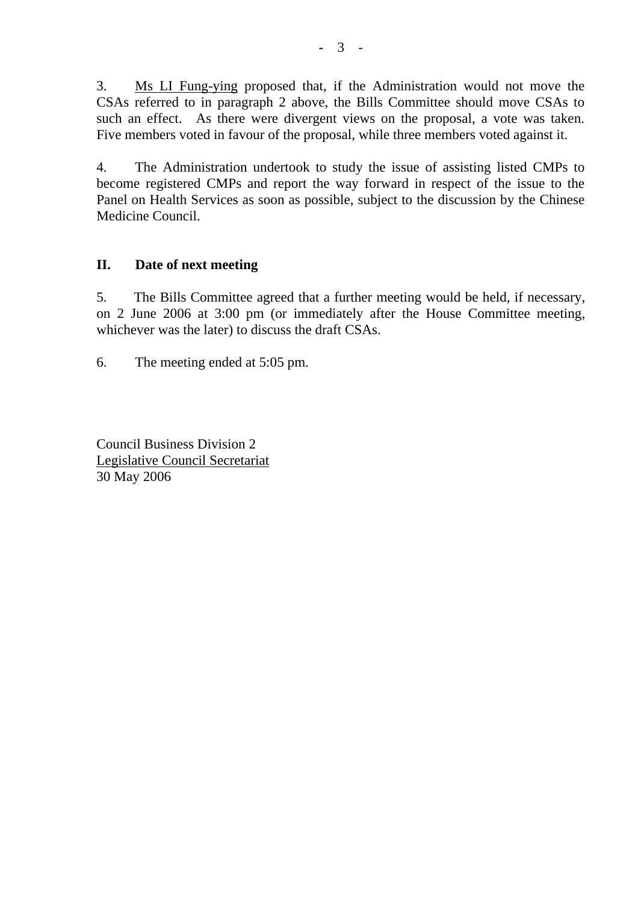3. Ms LI Fung-ying proposed that, if the Administration would not move the CSAs referred to in paragraph 2 above, the Bills Committee should move CSAs to such an effect. As there were divergent views on the proposal, a vote was taken. Five members voted in favour of the proposal, while three members voted against it.

4. The Administration undertook to study the issue of assisting listed CMPs to become registered CMPs and report the way forward in respect of the issue to the Panel on Health Services as soon as possible, subject to the discussion by the Chinese Medicine Council.

## II. Date of next meeting

5. The Bills Committee agreed that a further meeting would be held, if necessary, on 2 June 2006 at 3:00 pm (or immediately after the House Committee meeting, whichever was the later) to discuss the draft CSAs.

6. The meeting ended at 5:05 pm.

Council Business Division 2
Legislative Council Secretariat
30 May 2006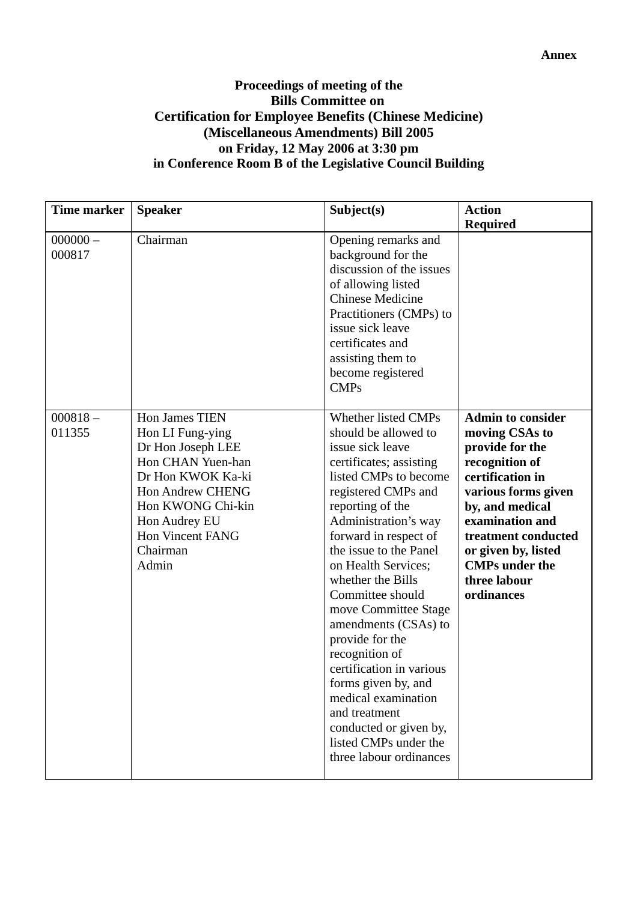**Annex**

**Proceedings of meeting of the**
**Bills Committee on**
**Certification for Employee Benefits (Chinese Medicine)**
**(Miscellaneous Amendments) Bill 2005**
**on Friday, 12 May 2006 at 3:30 pm**
**in Conference Room B of the Legislative Council Building**

| **Time marker** | **Speaker** | **Subject(s)** | **Action Required** |
|---|---|---|---|
| 000000 – 000817 | Chairman | Opening remarks and background for the discussion of the issues of allowing listed Chinese Medicine Practitioners (CMPs) to issue sick leave certificates and assisting them to become registered CMPs | |
| 000818 – 011355 | Hon James TIEN<br>Hon LI Fung-ying<br>Dr Hon Joseph LEE<br>Hon CHAN Yuen-han<br>Dr Hon KWOK Ka-ki<br>Hon Andrew CHENG<br>Hon KWONG Chi-kin<br>Hon Audrey EU<br>Hon Vincent FANG<br>Chairman<br>Admin | Whether listed CMPs should be allowed to issue sick leave certificates; assisting listed CMPs to become registered CMPs and reporting of the Administration's way forward in respect of the issue to the Panel on Health Services; whether the Bills Committee should move Committee Stage amendments (CSAs) to provide for the recognition of certification in various forms given by, and medical examination and treatment conducted or given by, listed CMPs under the three labour ordinances | **Admin to consider moving CSAs to provide for the recognition of certification in various forms given by, and medical examination and treatment conducted or given by, listed CMPs under the three labour ordinances** |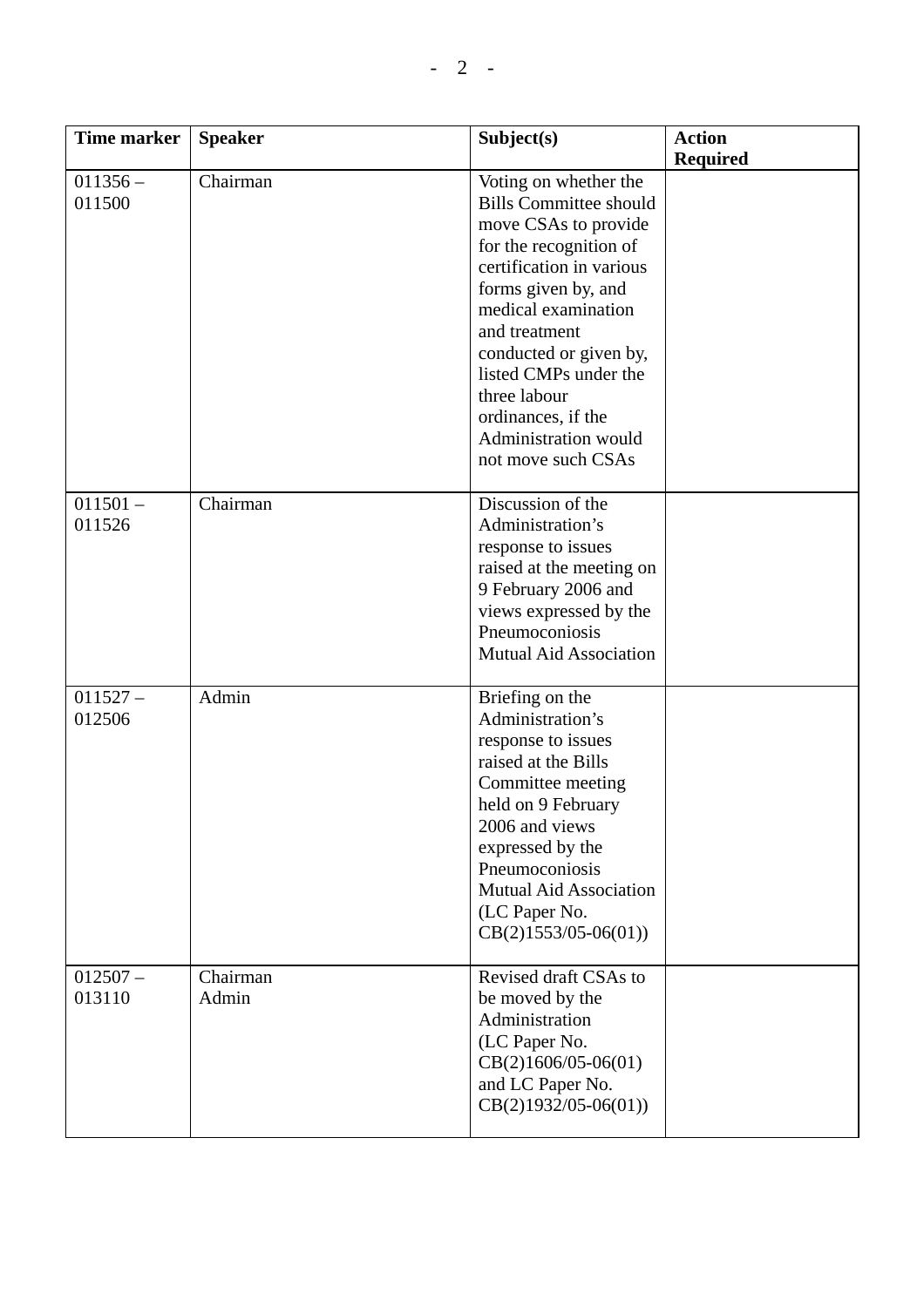| Time marker | Speaker | Subject(s) | Action Required |
|---|---|---|---|
| 011356 – 011500 | Chairman | Voting on whether the Bills Committee should move CSAs to provide for the recognition of certification in various forms given by, and medical examination and treatment conducted or given by, listed CMPs under the three labour ordinances, if the Administration would not move such CSAs | |
| 011501 – 011526 | Chairman | Discussion of the Administration's response to issues raised at the meeting on 9 February 2006 and views expressed by the Pneumoconiosis Mutual Aid Association | |
| 011527 – 012506 | Admin | Briefing on the Administration's response to issues raised at the Bills Committee meeting held on 9 February 2006 and views expressed by the Pneumoconiosis Mutual Aid Association (LC Paper No. CB(2)1553/05-06(01)) | |
| 012507 – 013110 | Chairman<br>Admin | Revised draft CSAs to be moved by the Administration (LC Paper No. CB(2)1606/05-06(01) and LC Paper No. CB(2)1932/05-06(01)) | |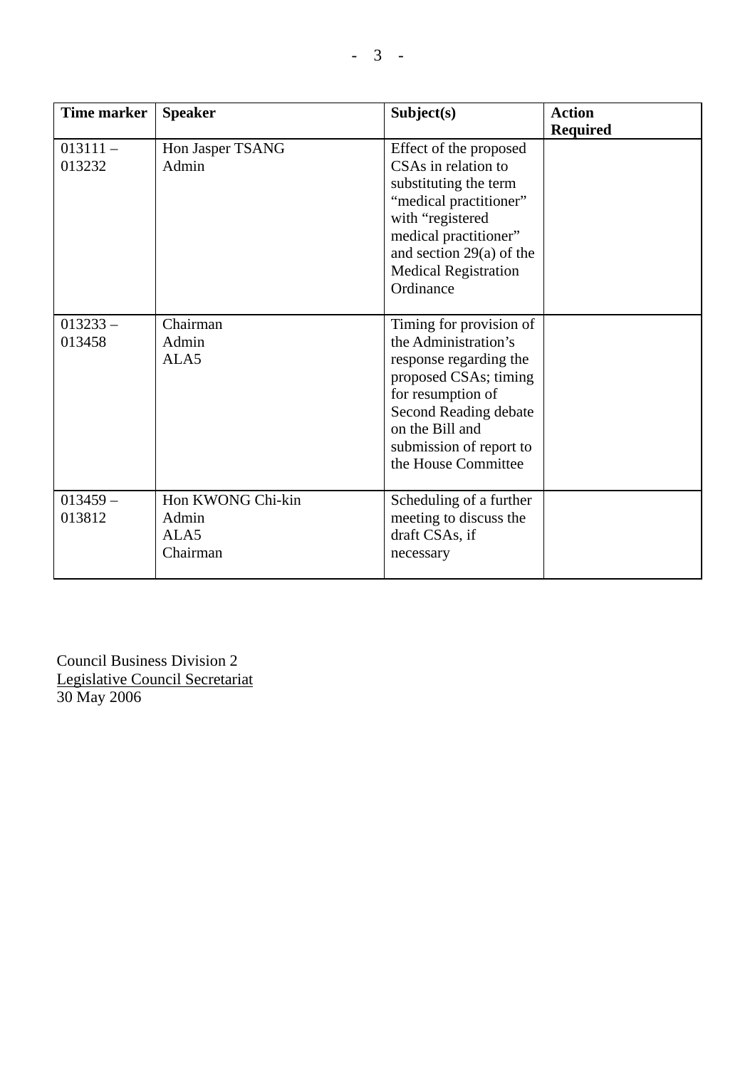| Time marker | Speaker | Subject(s) | Action Required |
|---|---|---|---|
| 013111 – 013232 | Hon Jasper TSANG<br>Admin | Effect of the proposed CSAs in relation to substituting the term "medical practitioner" with "registered medical practitioner" and section 29(a) of the Medical Registration Ordinance | |
| 013233 – 013458 | Chairman<br>Admin<br>ALA5 | Timing for provision of the Administration's response regarding the proposed CSAs; timing for resumption of Second Reading debate on the Bill and submission of report to the House Committee | |
| 013459 – 013812 | Hon KWONG Chi-kin<br>Admin<br>ALA5<br>Chairman | Scheduling of a further meeting to discuss the draft CSAs, if necessary | |

Council Business Division 2
Legislative Council Secretariat
30 May 2006